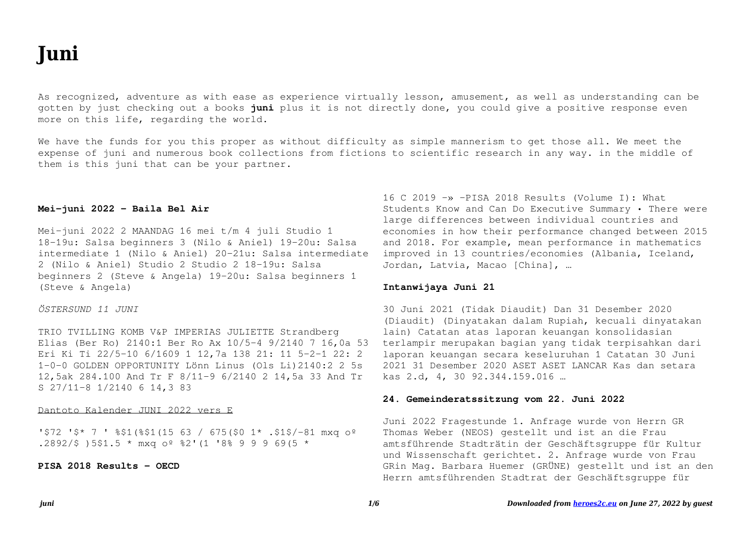# Juni

As recognized, adventure as with ease as experience virtually lesson, amusement, as well as understanding can be gotten by just checking out a books **juni** plus it is not directly done, you could give a positive response even more on this life, regarding the world.

We have the funds for you this proper as without difficulty as simple mannerism to get those all. We meet the expense of juni and numerous book collections from fictions to scientific research in any way. in the middle of them is this juni that can be your partner.

### Mei-juni 2022 - Baila Bel Air

Mei-juni 2022 2 MAANDAG 16 mei t/m 4 juli Studio 1 18-19u: Salsa beginners 3 (Nilo & Aniel) 19-20u: Salsa intermediate 1 (Nilo & Aniel) 20-21u: Salsa intermediate 2 (Nilo & Aniel) Studio 2 Studio 2 18-19u: Salsa beginners 2 (Steve & Angela) 19-20u: Salsa beginners 1 (Steve & Angela)

*ÖSTERSUND 11 JUNI*

TRIO TVILLING KOMB V&P IMPERIAS JULIETTE Strandberg Elias (Ber Ro) 2140:1 Ber Ro Ax 10/5-4 9/2140 7 16,0a 53 Eri Ki Ti 22/5-10 6/1609 1 12,7a 138 21: 11 5-2-1 22: 2 1-0-0 GOLDEN OPPORTUNITY Lönn Linus (Ols Li)2140:2 2 5s 12,5ak 284.100 And Tr F 8/11-9 6/2140 2 14,5a 33 And Tr S 27/11-8 1/2140 6 14,3 83

Dantoto Kalender JUNI 2022 vers E

'$72 '$* 7 ' %$1(%$1(15 63 / 675($0 1* .$1$/-81 mxq oº .2892/$ )5$1.5 * mxq oº %2'(1 '8% 9 9 9 69(5 *

### PISA 2018 Results - OECD

16 C 2019 -» -PISA 2018 Results (Volume I): What Students Know and Can Do Executive Summary • There were large differences between individual countries and economies in how their performance changed between 2015 and 2018. For example, mean performance in mathematics improved in 13 countries/economies (Albania, Iceland, Jordan, Latvia, Macao [China], …

### Intanwijaya Juni 21

30 Juni 2021 (Tidak Diaudit) Dan 31 Desember 2020 (Diaudit) (Dinyatakan dalam Rupiah, kecuali dinyatakan lain) Catatan atas laporan keuangan konsolidasian terlampir merupakan bagian yang tidak terpisahkan dari laporan keuangan secara keseluruhan 1 Catatan 30 Juni 2021 31 Desember 2020 ASET ASET LANCAR Kas dan setara kas 2.d, 4, 30 92.344.159.016 …

### 24. Gemeinderatssitzung vom 22. Juni 2022

Juni 2022 Fragestunde 1. Anfrage wurde von Herrn GR Thomas Weber (NEOS) gestellt und ist an die Frau amtsführende Stadträtin der Geschäftsgruppe für Kultur und Wissenschaft gerichtet. 2. Anfrage wurde von Frau GRin Mag. Barbara Huemer (GRÜNE) gestellt und ist an den Herrn amtsführenden Stadtrat der Geschäftsgruppe für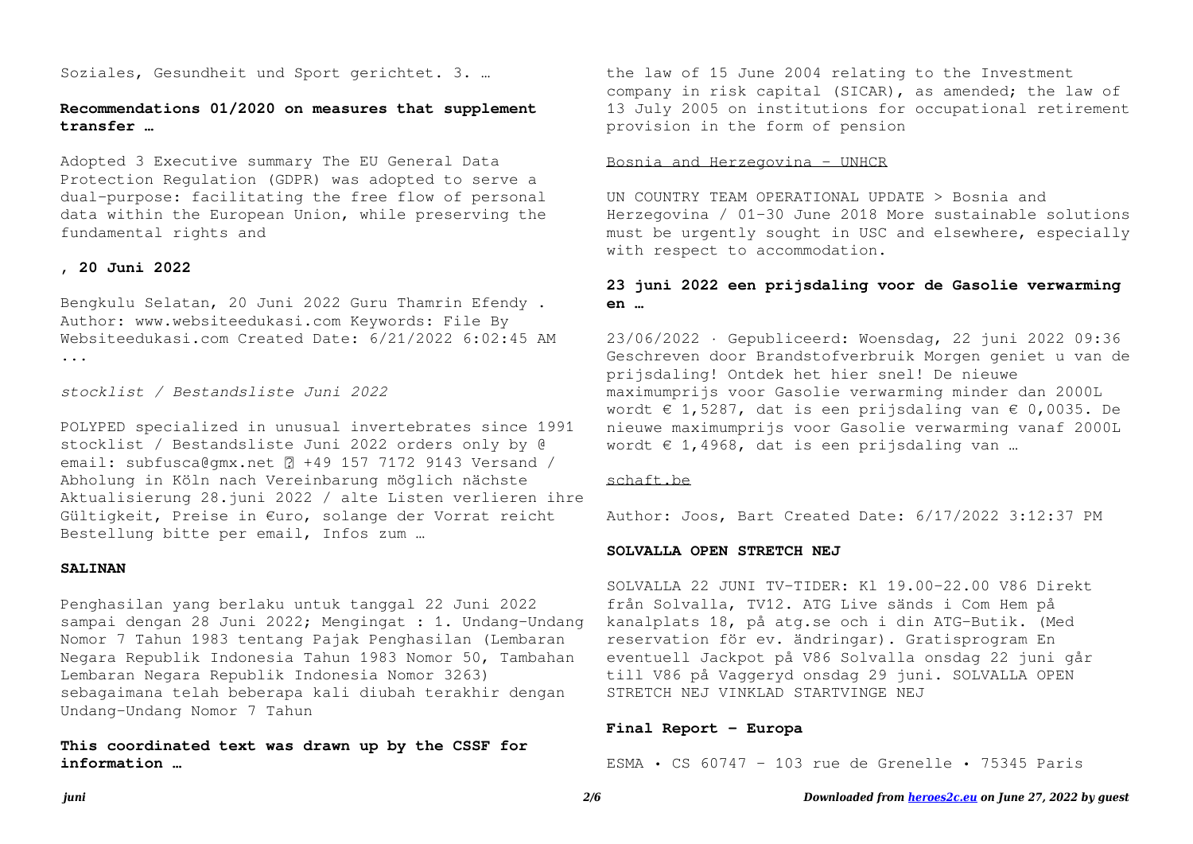Soziales, Gesundheit und Sport gerichtet. 3. …

**Recommendations 01/2020 on measures that supplement transfer …**

Adopted 3 Executive summary The EU General Data Protection Regulation (GDPR) was adopted to serve a dual-purpose: facilitating the free flow of personal data within the European Union, while preserving the fundamental rights and

**, 20 Juni 2022**

Bengkulu Selatan, 20 Juni 2022 Guru Thamrin Efendy . Author: www.websiteedukasi.com Keywords: File By Websiteedukasi.com Created Date: 6/21/2022 6:02:45 AM ...

*stocklist / Bestandsliste Juni 2022*

POLYPED specialized in unusual invertebrates since 1991 stocklist / Bestandsliste Juni 2022 orders only by @ email: subfusca@gmx.net ✆ +49 157 7172 9143 Versand / Abholung in Köln nach Vereinbarung möglich nächste Aktualisierung 28.juni 2022 / alte Listen verlieren ihre Gültigkeit, Preise in €uro, solange der Vorrat reicht Bestellung bitte per email, Infos zum …

**SALINAN**

Penghasilan yang berlaku untuk tanggal 22 Juni 2022 sampai dengan 28 Juni 2022; Mengingat : 1. Undang-Undang Nomor 7 Tahun 1983 tentang Pajak Penghasilan (Lembaran Negara Republik Indonesia Tahun 1983 Nomor 50, Tambahan Lembaran Negara Republik Indonesia Nomor 3263) sebagaimana telah beberapa kali diubah terakhir dengan Undang-Undang Nomor 7 Tahun

**This coordinated text was drawn up by the CSSF for information …**

the law of 15 June 2004 relating to the Investment company in risk capital (SICAR), as amended; the law of 13 July 2005 on institutions for occupational retirement provision in the form of pension

Bosnia and Herzegovina - UNHCR

UN COUNTRY TEAM OPERATIONAL UPDATE > Bosnia and Herzegovina / 01-30 June 2018 More sustainable solutions must be urgently sought in USC and elsewhere, especially with respect to accommodation.

**23 juni 2022 een prijsdaling voor de Gasolie verwarming en …**

23/06/2022 · Gepubliceerd: Woensdag, 22 juni 2022 09:36 Geschreven door Brandstofverbruik Morgen geniet u van de prijsdaling! Ontdek het hier snel! De nieuwe maximumprijs voor Gasolie verwarming minder dan 2000L wordt € 1,5287, dat is een prijsdaling van € 0,0035. De nieuwe maximumprijs voor Gasolie verwarming vanaf 2000L wordt € 1,4968, dat is een prijsdaling van …

schaft.be

Author: Joos, Bart Created Date: 6/17/2022 3:12:37 PM

**SOLVALLA OPEN STRETCH NEJ**

SOLVALLA 22 JUNI TV-TIDER: Kl 19.00-22.00 V86 Direkt från Solvalla, TV12. ATG Live sänds i Com Hem på kanalplats 18, på atg.se och i din ATG-Butik. (Med reservation för ev. ändringar). Gratisprogram En eventuell Jackpot på V86 Solvalla onsdag 22 juni går till V86 på Vaggeryd onsdag 29 juni. SOLVALLA OPEN STRETCH NEJ VINKLAD STARTVINGE NEJ

**Final Report - Europa**

ESMA • CS 60747 – 103 rue de Grenelle • 75345 Paris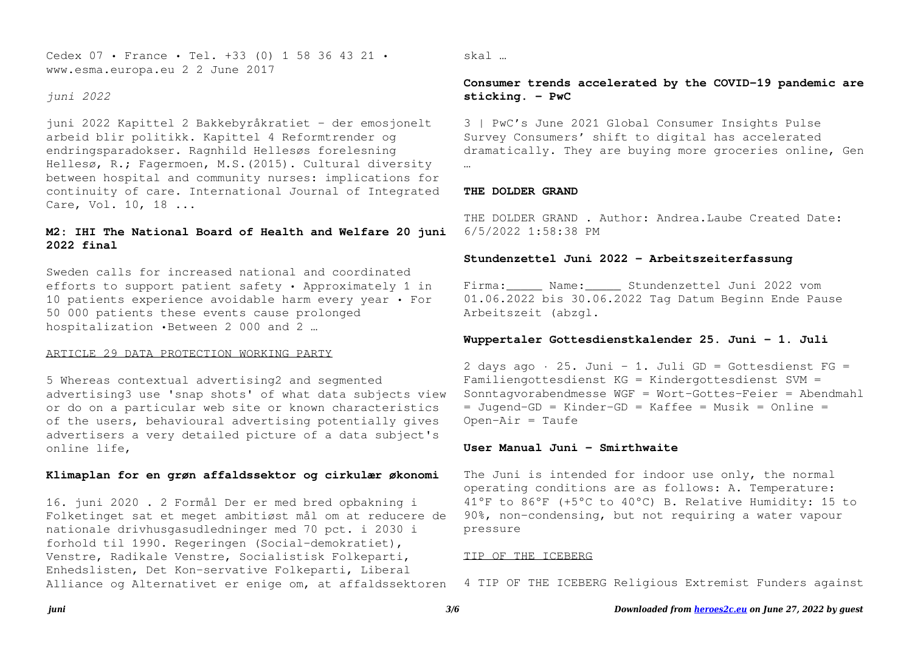Cedex 07 • France • Tel. +33 (0) 1 58 36 43 21 • www.esma.europa.eu 2 2 June 2017

*juni 2022*

juni 2022 Kapittel 2 Bakkebyråkratiet – der emosjonelt arbeid blir politikk. Kapittel 4 Reformtrender og endringsparadokser. Ragnhild Hellesøs forelesning Hellesø, R.; Fagermoen, M.S.(2015). Cultural diversity between hospital and community nurses: implications for continuity of care. International Journal of Integrated Care, Vol. 10, 18 ...

**M2: IHI The National Board of Health and Welfare 20 juni 2022 final**

Sweden calls for increased national and coordinated efforts to support patient safety • Approximately 1 in 10 patients experience avoidable harm every year • For 50 000 patients these events cause prolonged hospitalization •Between 2 000 and 2 …

ARTICLE 29 DATA PROTECTION WORKING PARTY

5 Whereas contextual advertising2 and segmented advertising3 use 'snap shots' of what data subjects view or do on a particular web site or known characteristics of the users, behavioural advertising potentially gives advertisers a very detailed picture of a data subject's online life,

**Klimaplan for en grøn affaldssektor og cirkulær økonomi**

16. juni 2020 . 2 Formål Der er med bred opbakning i Folketinget sat et meget ambitiøst mål om at reducere de nationale drivhusgasudledninger med 70 pct. i 2030 i forhold til 1990. Regeringen (Social-demokratiet), Venstre, Radikale Venstre, Socialistisk Folkeparti, Enhedslisten, Det Kon-servative Folkeparti, Liberal Alliance og Alternativet er enige om, at affaldssektoren skal …

**Consumer trends accelerated by the COVID-19 pandemic are sticking. - PwC**

3 | PwC's June 2021 Global Consumer Insights Pulse Survey Consumers' shift to digital has accelerated dramatically. They are buying more groceries online, Gen …

**THE DOLDER GRAND**

THE DOLDER GRAND . Author: Andrea.Laube Created Date: 6/5/2022 1:58:38 PM

**Stundenzettel Juni 2022 - Arbeitszeiterfassung**

Firma:_____ Name:_____ Stundenzettel Juni 2022 vom 01.06.2022 bis 30.06.2022 Tag Datum Beginn Ende Pause Arbeitszeit (abzgl.

**Wuppertaler Gottesdienstkalender 25. Juni - 1. Juli**

2 days ago · 25. Juni - 1. Juli GD = Gottesdienst FG = Familiengottesdienst KG = Kindergottesdienst SVM = Sonntagvorabendmesse WGF = Wort-Gottes-Feier = Abendmahl = Jugend-GD = Kinder-GD = Kaffee = Musik = Online = Open-Air = Taufe

**User Manual Juni - Smirthwaite**

The Juni is intended for indoor use only, the normal operating conditions are as follows: A. Temperature: 41°F to 86°F (+5°C to 40°C) B. Relative Humidity: 15 to 90%, non-condensing, but not requiring a water vapour pressure

TIP OF THE ICEBERG

4 TIP OF THE ICEBERG Religious Extremist Funders against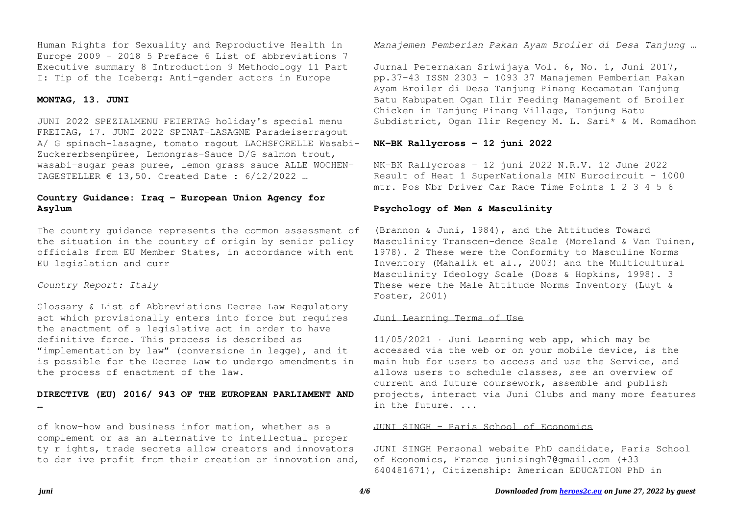Human Rights for Sexuality and Reproductive Health in Europe 2009 - 2018 5 Preface 6 List of abbreviations 7 Executive summary 8 Introduction 9 Methodology 11 Part I: Tip of the Iceberg: Anti-gender actors in Europe

#### MONTAG, 13. JUNI

JUNI 2022 SPEZIALMENU FEIERTAG holiday's special menu FREITAG, 17. JUNI 2022 SPINAT-LASAGNE Paradeiserragout A/ G spinach-lasagne, tomato ragout LACHSFORELLE Wasabi-Zuckererbsenpüree, Lemongras-Sauce D/G salmon trout, wasabi-sugar peas puree, lemon grass sauce ALLE WOCHEN-TAGESTELLER € 13,50. Created Date : 6/12/2022 …

### Country Guidance: Iraq - European Union Agency for Asylum

The country guidance represents the common assessment of the situation in the country of origin by senior policy officials from EU Member States, in accordance with ent EU legislation and curr

*Country Report: Italy*

Glossary & List of Abbreviations Decree Law Regulatory act which provisionally enters into force but requires the enactment of a legislative act in order to have definitive force. This process is described as "implementation by law" (conversione in legge), and it is possible for the Decree Law to undergo amendments in the process of enactment of the law.

### DIRECTIVE (EU) 2016/ 943 OF THE EUROPEAN PARLIAMENT AND …

of know-how and business infor mation, whether as a complement or as an alternative to intellectual proper ty r ights, trade secrets allow creators and innovators to der ive profit from their creation or innovation and,

*Manajemen Pemberian Pakan Ayam Broiler di Desa Tanjung …*

Jurnal Peternakan Sriwijaya Vol. 6, No. 1, Juni 2017, pp.37-43 ISSN 2303 – 1093 37 Manajemen Pemberian Pakan Ayam Broiler di Desa Tanjung Pinang Kecamatan Tanjung Batu Kabupaten Ogan Ilir Feeding Management of Broiler Chicken in Tanjung Pinang Village, Tanjung Batu Subdistrict, Ogan Ilir Regency M. L. Sari\* & M. Romadhon

#### NK-BK Rallycross - 12 juni 2022

NK-BK Rallycross - 12 juni 2022 N.R.V. 12 June 2022 Result of Heat 1 SuperNationals MIN Eurocircuit - 1000 mtr. Pos Nbr Driver Car Race Time Points 1 2 3 4 5 6

#### Psychology of Men & Masculinity

(Brannon & Juni, 1984), and the Attitudes Toward Masculinity Transcen-dence Scale (Moreland & Van Tuinen, 1978). 2 These were the Conformity to Masculine Norms Inventory (Mahalik et al., 2003) and the Multicultural Masculinity Ideology Scale (Doss & Hopkins, 1998). 3 These were the Male Attitude Norms Inventory (Luyt & Foster, 2001)

Juni Learning Terms of Use

11/05/2021 · Juni Learning web app, which may be accessed via the web or on your mobile device, is the main hub for users to access and use the Service, and allows users to schedule classes, see an overview of current and future coursework, assemble and publish projects, interact via Juni Clubs and many more features in the future. ...

JUNI SINGH - Paris School of Economics

JUNI SINGH Personal website PhD candidate, Paris School of Economics, France junisingh7@gmail.com (+33 640481671), Citizenship: American EDUCATION PhD in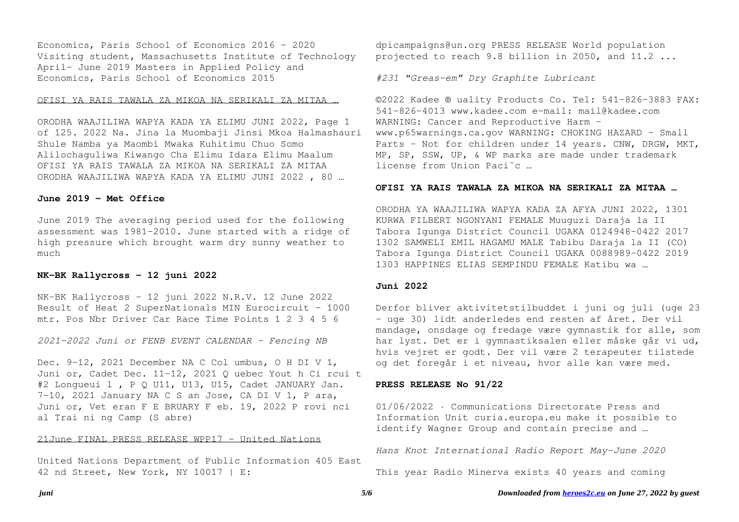Economics, Paris School of Economics 2016 – 2020 Visiting student, Massachusetts Institute of Technology April– June 2019 Masters in Applied Policy and Economics, Paris School of Economics 2015

OFISI YA RAIS TAWALA ZA MIKOA NA SERIKALI ZA MITAA …

ORODHA WAAJILIWA WAPYA KADA YA ELIMU JUNI 2022, Page 1 of 125. 2022 Na. Jina la Muombaji Jinsi Mkoa Halmashauri Shule Namba ya Maombi Mwaka Kuhitimu Chuo Somo Alilochaguliwa Kiwango Cha Elimu Idara Elimu Maalum OFISI YA RAIS TAWALA ZA MIKOA NA SERIKALI ZA MITAA ORODHA WAAJILIWA WAPYA KADA YA ELIMU JUNI 2022 , 80 …

**June 2019 - Met Office**

June 2019 The averaging period used for the following assessment was 1981-2010. June started with a ridge of high pressure which brought warm dry sunny weather to much

**NK-BK Rallycross - 12 juni 2022**

NK-BK Rallycross - 12 juni 2022 N.R.V. 12 June 2022 Result of Heat 2 SuperNationals MIN Eurocircuit - 1000 mtr. Pos Nbr Driver Car Race Time Points 1 2 3 4 5 6

*2021-2022 Juni or FENB EVENT CALENDAR - Fencing NB*

Dec. 9-12, 2021 December NA C Col umbus, O H DI V 1, Juni or, Cadet Dec. 11-12, 2021 Q uebec Yout h Ci rcui t #2 Longueui l , P Q U11, U13, U15, Cadet JANUARY Jan. 7-10, 2021 January NA C S an Jose, CA DI V 1, P ara, Juni or, Vet eran F E BRUARY F eb. 19, 2022 P rovi nci al Trai ni ng Camp (S abre)

21June FINAL PRESS RELEASE WPP17 - United Nations

United Nations Department of Public Information 405 East 42 nd Street, New York, NY 10017 | E: dpicampaigns@un.org PRESS RELEASE World population projected to reach 9.8 billion in 2050, and 11.2 ...

*#231 "Greas-em" Dry Graphite Lubricant*

©2022 Kadee ® uality Products Co. Tel: 541-826-3883 FAX: 541-826-4013 www.kadee.com e-mail: mail@kadee.com WARNING: Cancer and Reproductive Harm - www.p65warnings.ca.gov WARNING: CHOKING HAZARD - Small Parts - Not for children under 14 years. CNW, DRGW, MKT, MP, SP, SSW, UP, & WP marks are made under trademark license from Union Paci˜c …

**OFISI YA RAIS TAWALA ZA MIKOA NA SERIKALI ZA MITAA …**

ORODHA YA WAAJILIWA WAPYA KADA ZA AFYA JUNI 2022, 1301 KURWA FILBERT NGONYANI FEMALE Muuguzi Daraja la II Tabora Igunga District Council UGAKA 0124948-0422 2017 1302 SAMWELI EMIL HAGAMU MALE Tabibu Daraja la II (CO) Tabora Igunga District Council UGAKA 0088989-0422 2019 1303 HAPPINES ELIAS SEMPINDU FEMALE Katibu wa …

**Juni 2022**

Derfor bliver aktivitetstilbuddet i juni og juli (uge 23 - uge 30) lidt anderledes end resten af året. Der vil mandage, onsdage og fredage være gymnastik for alle, som har lyst. Det er i gymnastiksalen eller måske går vi ud, hvis vejret er godt. Der vil være 2 terapeuter tilstede og det foregår i et niveau, hvor alle kan være med.

**PRESS RELEASE No 91/22**

01/06/2022 · Communications Directorate Press and Information Unit curia.europa.eu make it possible to identify Wagner Group and contain precise and …

*Hans Knot International Radio Report May-June 2020*

This year Radio Minerva exists 40 years and coming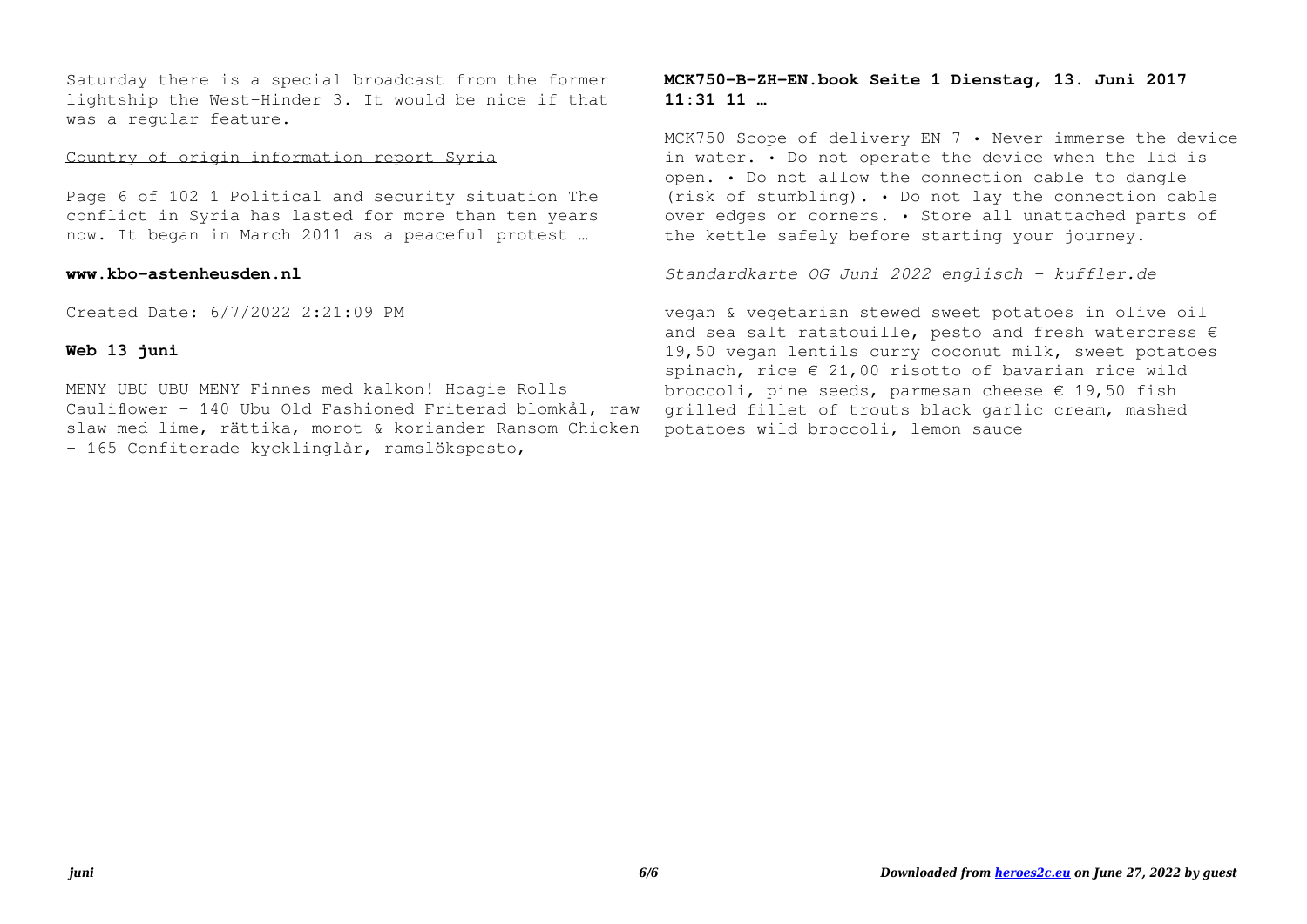Saturday there is a special broadcast from the former lightship the West-Hinder 3. It would be nice if that was a regular feature.

Country of origin information report Syria

Page 6 of 102 1 Political and security situation The conflict in Syria has lasted for more than ten years now. It began in March 2011 as a peaceful protest …

**www.kbo-astenheusden.nl**

Created Date: 6/7/2022 2:21:09 PM

**Web 13 juni**

MENY UBU UBU MENY Finnes med kalkon! Hoagie Rolls Cauliflower - 140 Ubu Old Fashioned Friterad blomkål, raw slaw med lime, rättika, morot & koriander Ransom Chicken - 165 Confiterade kycklinglår, ramslökspesto,

**MCK750-B-ZH-EN.book Seite 1 Dienstag, 13. Juni 2017 11:31 11 …**

MCK750 Scope of delivery EN 7 • Never immerse the device in water. • Do not operate the device when the lid is open. • Do not allow the connection cable to dangle (risk of stumbling). • Do not lay the connection cable over edges or corners. • Store all unattached parts of the kettle safely before starting your journey.

*Standardkarte OG Juni 2022 englisch - kuffler.de*

vegan & vegetarian stewed sweet potatoes in olive oil and sea salt ratatouille, pesto and fresh watercress € 19,50 vegan lentils curry coconut milk, sweet potatoes spinach, rice € 21,00 risotto of bavarian rice wild broccoli, pine seeds, parmesan cheese € 19,50 fish grilled fillet of trouts black garlic cream, mashed potatoes wild broccoli, lemon sauce